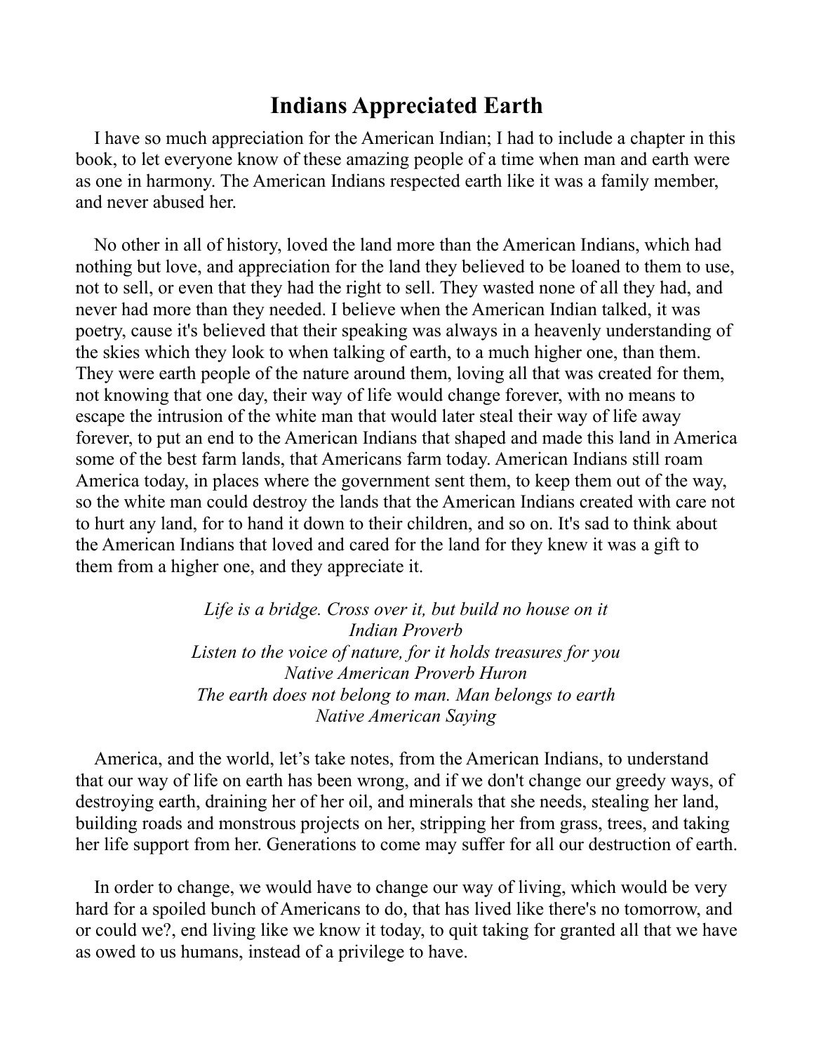# Indians Appreciated Earth

I have so much appreciation for the American Indian; I had to include a chapter in this book, to let everyone know of these amazing people of a time when man and earth were as one in harmony. The American Indians respected earth like it was a family member, and never abused her.

No other in all of history, loved the land more than the American Indians, which had nothing but love, and appreciation for the land they believed to be loaned to them to use, not to sell, or even that they had the right to sell. They wasted none of all they had, and never had more than they needed. I believe when the American Indian talked, it was poetry, cause it's believed that their speaking was always in a heavenly understanding of the skies which they look to when talking of earth, to a much higher one, than them. They were earth people of the nature around them, loving all that was created for them, not knowing that one day, their way of life would change forever, with no means to escape the intrusion of the white man that would later steal their way of life away forever, to put an end to the American Indians that shaped and made this land in America some of the best farm lands, that Americans farm today. American Indians still roam America today, in places where the government sent them, to keep them out of the way, so the white man could destroy the lands that the American Indians created with care not to hurt any land, for to hand it down to their children, and so on. It's sad to think about the American Indians that loved and cared for the land for they knew it was a gift to them from a higher one, and they appreciate it.

*Life is a bridge. Cross over it, but build no house on it*
*Indian Proverb*
*Listen to the voice of nature, for it holds treasures for you*
*Native American Proverb Huron*
*The earth does not belong to man. Man belongs to earth*
*Native American Saying*

America, and the world, let's take notes, from the American Indians, to understand that our way of life on earth has been wrong, and if we don't change our greedy ways, of destroying earth, draining her of her oil, and minerals that she needs, stealing her land, building roads and monstrous projects on her, stripping her from grass, trees, and taking her life support from her. Generations to come may suffer for all our destruction of earth.

In order to change, we would have to change our way of living, which would be very hard for a spoiled bunch of Americans to do, that has lived like there's no tomorrow, and or could we?, end living like we know it today, to quit taking for granted all that we have as owed to us humans, instead of a privilege to have.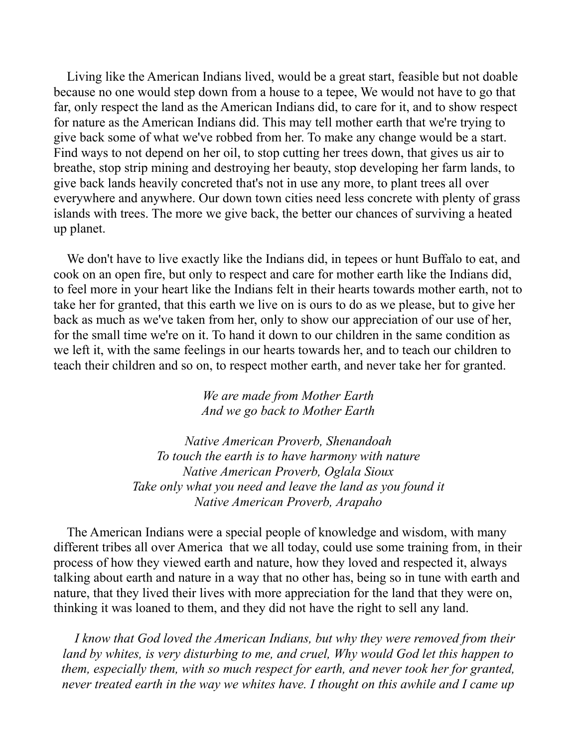Living like the American Indians lived, would be a great start, feasible but not doable because no one would step down from a house to a tepee, We would not have to go that far, only respect the land as the American Indians did, to care for it, and to show respect for nature as the American Indians did. This may tell mother earth that we're trying to give back some of what we've robbed from her. To make any change would be a start. Find ways to not depend on her oil, to stop cutting her trees down, that gives us air to breathe, stop strip mining and destroying her beauty, stop developing her farm lands, to give back lands heavily concreted that's not in use any more, to plant trees all over everywhere and anywhere. Our down town cities need less concrete with plenty of grass islands with trees. The more we give back, the better our chances of surviving a heated up planet.

We don't have to live exactly like the Indians did, in tepees or hunt Buffalo to eat, and cook on an open fire, but only to respect and care for mother earth like the Indians did, to feel more in your heart like the Indians felt in their hearts towards mother earth, not to take her for granted, that this earth we live on is ours to do as we please, but to give her back as much as we've taken from her, only to show our appreciation of our use of her, for the small time we're on it. To hand it down to our children in the same condition as we left it, with the same feelings in our hearts towards her, and to teach our children to teach their children and so on, to respect mother earth, and never take her for granted.

*We are made from Mother Earth*
*And we go back to Mother Earth*

*Native American Proverb, Shenandoah*
*To touch the earth is to have harmony with nature*
*Native American Proverb, Oglala Sioux*
*Take only what you need and leave the land as you found it*
*Native American Proverb, Arapaho*

The American Indians were a special people of knowledge and wisdom, with many different tribes all over America that we all today, could use some training from, in their process of how they viewed earth and nature, how they loved and respected it, always talking about earth and nature in a way that no other has, being so in tune with earth and nature, that they lived their lives with more appreciation for the land that they were on, thinking it was loaned to them, and they did not have the right to sell any land.

*I know that God loved the American Indians, but why they were removed from their land by whites, is very disturbing to me, and cruel, Why would God let this happen to them, especially them, with so much respect for earth, and never took her for granted, never treated earth in the way we whites have. I thought on this awhile and I came up*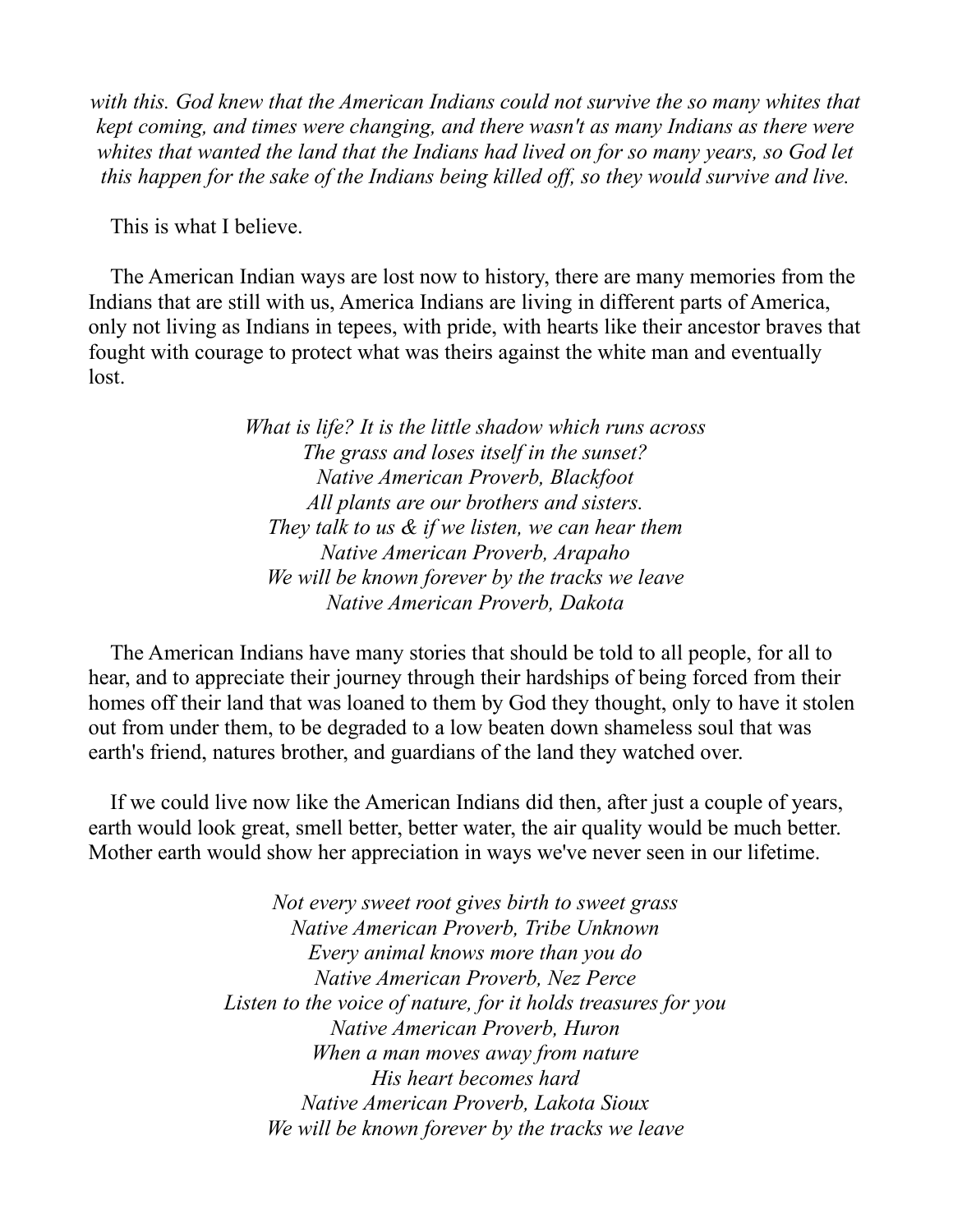*with this. God knew that the American Indians could not survive the so many whites that kept coming, and times were changing, and there wasn't as many Indians as there were whites that wanted the land that the Indians had lived on for so many years, so God let this happen for the sake of the Indians being killed off, so they would survive and live.*

This is what I believe.

The American Indian ways are lost now to history, there are many memories from the Indians that are still with us, America Indians are living in different parts of America, only not living as Indians in tepees, with pride, with hearts like their ancestor braves that fought with courage to protect what was theirs against the white man and eventually lost.

*What is life? It is the little shadow which runs across*
*The grass and loses itself in the sunset?*
*Native American Proverb, Blackfoot*
*All plants are our brothers and sisters.*
*They talk to us & if we listen, we can hear them*
*Native American Proverb, Arapaho*
*We will be known forever by the tracks we leave*
*Native American Proverb, Dakota*

The American Indians have many stories that should be told to all people, for all to hear, and to appreciate their journey through their hardships of being forced from their homes off their land that was loaned to them by God they thought, only to have it stolen out from under them, to be degraded to a low beaten down shameless soul that was earth's friend, natures brother, and guardians of the land they watched over.

If we could live now like the American Indians did then, after just a couple of years, earth would look great, smell better, better water, the air quality would be much better. Mother earth would show her appreciation in ways we've never seen in our lifetime.

*Not every sweet root gives birth to sweet grass*
*Native American Proverb, Tribe Unknown*
*Every animal knows more than you do*
*Native American Proverb, Nez Perce*
*Listen to the voice of nature, for it holds treasures for you*
*Native American Proverb, Huron*
*When a man moves away from nature*
*His heart becomes hard*
*Native American Proverb, Lakota Sioux*
*We will be known forever by the tracks we leave*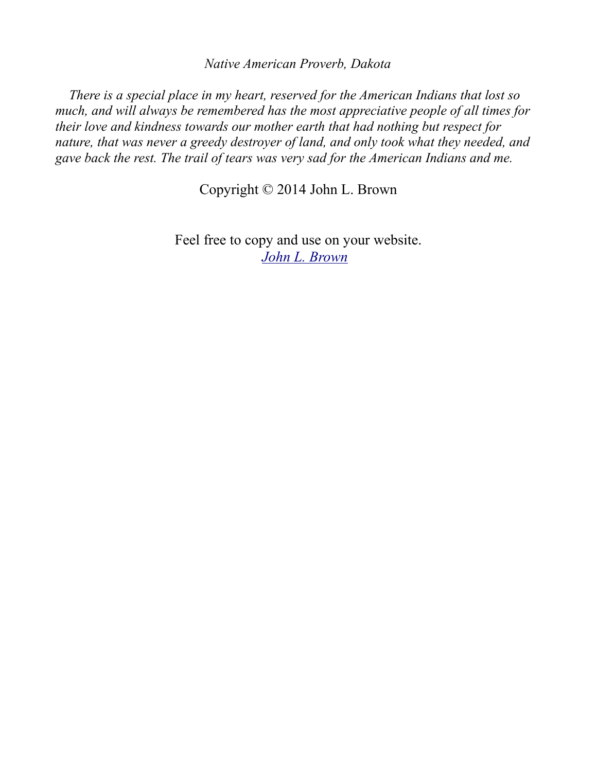*Native American Proverb, Dakota*

*There is a special place in my heart, reserved for the American Indians that lost so much, and will always be remembered has the most appreciative people of all times for their love and kindness towards our mother earth that had nothing but respect for nature, that was never a greedy destroyer of land, and only took what they needed, and gave back the rest. The trail of tears was very sad for the American Indians and me.*

Copyright © 2014 John L. Brown

Feel free to copy and use on your website.
*John L. Brown*